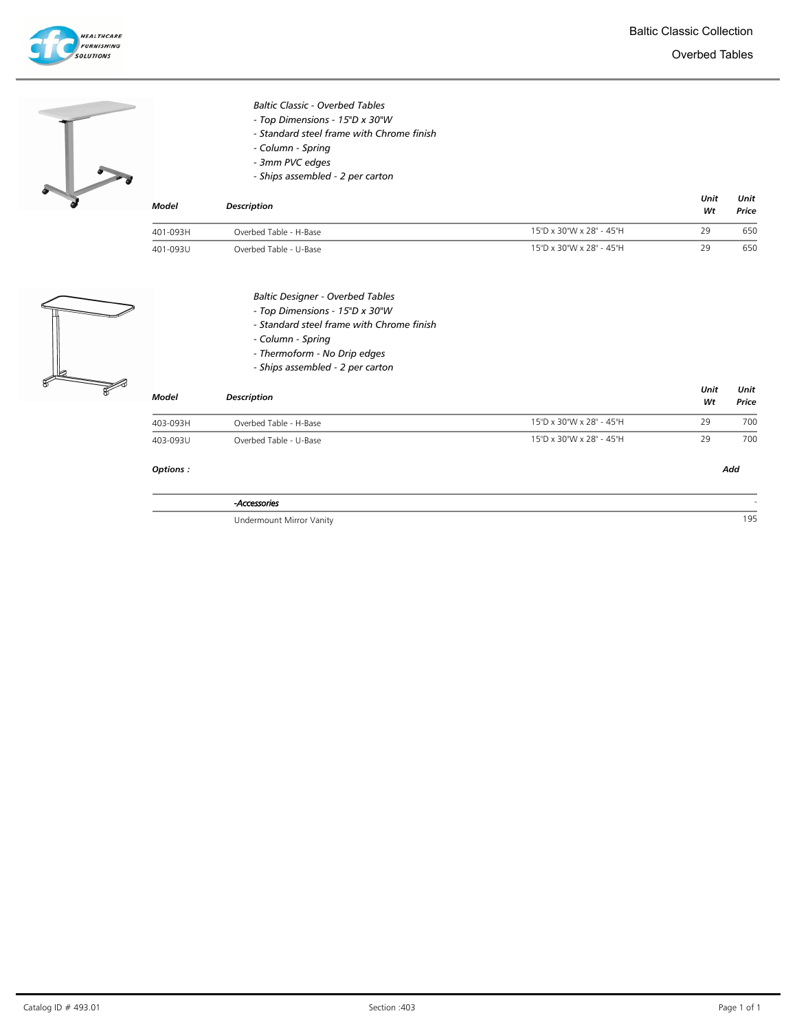# Baltic Classic Collection

## Overbed Tables

*Baltic Classic - Overbed Tables*
- *Top Dimensions - 15"D x 30"W*
- *Standard steel frame with Chrome finish*
- *Column - Spring*
- *3mm PVC edges*
- *Ships assembled - 2 per carton*

| Model | Description | | Unit Wt | Unit Price |
|---|---|---|---|---|
| 401-093H | Overbed Table - H-Base | 15"D x 30"W x 28" - 45"H | 29 | 650 |
| 401-093U | Overbed Table - U-Base | 15"D x 30"W x 28" - 45"H | 29 | 650 |

*Baltic Designer - Overbed Tables*
- *Top Dimensions - 15"D x 30"W*
- *Standard steel frame with Chrome finish*
- *Column - Spring*
- *Thermoform - No Drip edges*
- *Ships assembled - 2 per carton*

| Model | Description | | Unit Wt | Unit Price |
|---|---|---|---|---|
| 403-093H | Overbed Table - H-Base | 15"D x 30"W x 28" - 45"H | 29 | 700 |
| 403-093U | Overbed Table - U-Base | 15"D x 30"W x 28" - 45"H | 29 | 700 |

| Options : | | Add |
|---|---|---|
| | *-Accessories* | - |
| | Undermount Mirror Vanity | 195 |

Catalog ID # 493.01 — Section :403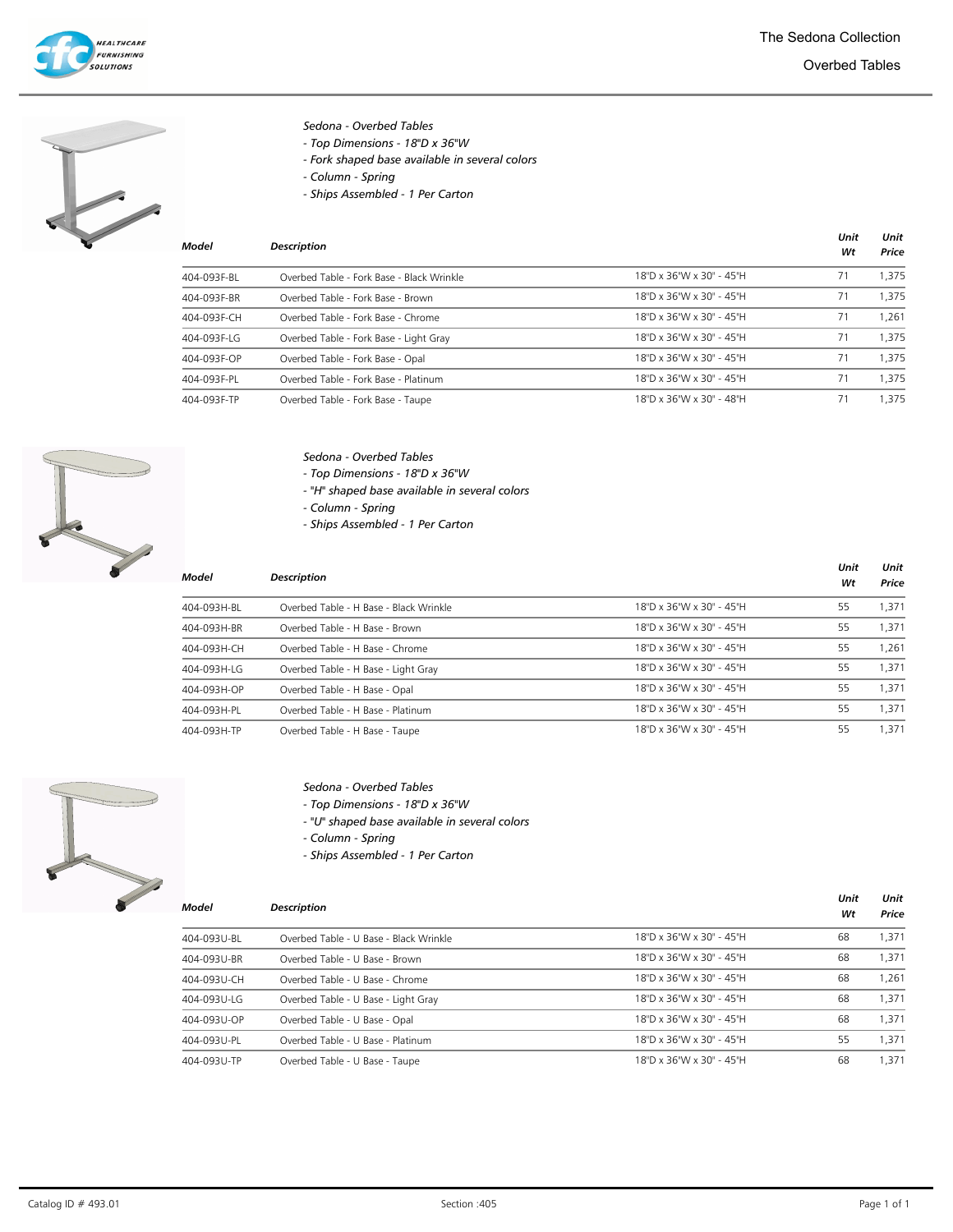# The Sedona Collection

## Overbed Tables

*Sedona - Overbed Tables*
*- Top Dimensions - 18"D x 36"W*
*- Fork shaped base available in several colors*
*- Column - Spring*
*- Ships Assembled - 1 Per Carton*

| Model | Description | | Unit Wt | Unit Price |
|---|---|---|---|---|
| 404-093F-BL | Overbed Table - Fork Base - Black Wrinkle | 18"D x 36"W x 30" - 45"H | 71 | 1,375 |
| 404-093F-BR | Overbed Table - Fork Base - Brown | 18"D x 36"W x 30" - 45"H | 71 | 1,375 |
| 404-093F-CH | Overbed Table - Fork Base - Chrome | 18"D x 36"W x 30" - 45"H | 71 | 1,261 |
| 404-093F-LG | Overbed Table - Fork Base - Light Gray | 18"D x 36"W x 30" - 45"H | 71 | 1,375 |
| 404-093F-OP | Overbed Table - Fork Base - Opal | 18"D x 36"W x 30" - 45"H | 71 | 1,375 |
| 404-093F-PL | Overbed Table - Fork Base - Platinum | 18"D x 36"W x 30" - 45"H | 71 | 1,375 |
| 404-093F-TP | Overbed Table - Fork Base - Taupe | 18"D x 36"W x 30" - 48"H | 71 | 1,375 |

*Sedona - Overbed Tables*
*- Top Dimensions - 18"D x 36"W*
*- "H" shaped base available in several colors*
*- Column - Spring*
*- Ships Assembled - 1 Per Carton*

| Model | Description | | Unit Wt | Unit Price |
|---|---|---|---|---|
| 404-093H-BL | Overbed Table - H Base - Black Wrinkle | 18"D x 36"W x 30" - 45"H | 55 | 1,371 |
| 404-093H-BR | Overbed Table - H Base - Brown | 18"D x 36"W x 30" - 45"H | 55 | 1,371 |
| 404-093H-CH | Overbed Table - H Base - Chrome | 18"D x 36"W x 30" - 45"H | 55 | 1,261 |
| 404-093H-LG | Overbed Table - H Base - Light Gray | 18"D x 36"W x 30" - 45"H | 55 | 1,371 |
| 404-093H-OP | Overbed Table - H Base - Opal | 18"D x 36"W x 30" - 45"H | 55 | 1,371 |
| 404-093H-PL | Overbed Table - H Base - Platinum | 18"D x 36"W x 30" - 45"H | 55 | 1,371 |
| 404-093H-TP | Overbed Table - H Base - Taupe | 18"D x 36"W x 30" - 45"H | 55 | 1,371 |

*Sedona - Overbed Tables*
*- Top Dimensions - 18"D x 36"W*
*- "U" shaped base available in several colors*
*- Column - Spring*
*- Ships Assembled - 1 Per Carton*

| Model | Description | | Unit Wt | Unit Price |
|---|---|---|---|---|
| 404-093U-BL | Overbed Table - U Base - Black Wrinkle | 18"D x 36"W x 30" - 45"H | 68 | 1,371 |
| 404-093U-BR | Overbed Table - U Base - Brown | 18"D x 36"W x 30" - 45"H | 68 | 1,371 |
| 404-093U-CH | Overbed Table - U Base - Chrome | 18"D x 36"W x 30" - 45"H | 68 | 1,261 |
| 404-093U-LG | Overbed Table - U Base - Light Gray | 18"D x 36"W x 30" - 45"H | 68 | 1,371 |
| 404-093U-OP | Overbed Table - U Base - Opal | 18"D x 36"W x 30" - 45"H | 68 | 1,371 |
| 404-093U-PL | Overbed Table - U Base - Platinum | 18"D x 36"W x 30" - 45"H | 55 | 1,371 |
| 404-093U-TP | Overbed Table - U Base - Taupe | 18"D x 36"W x 30" - 45"H | 68 | 1,371 |

Catalog ID # 493.01 Section :405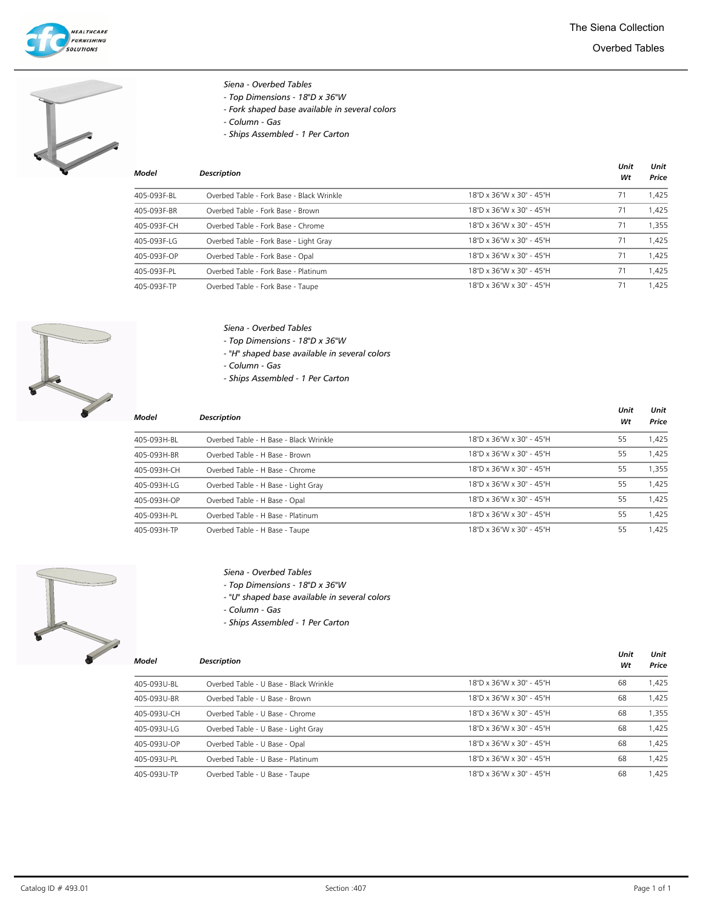# The Siena Collection

## Overbed Tables

*Siena - Overbed Tables*
*- Top Dimensions - 18"D x 36"W*
*- Fork shaped base available in several colors*
*- Column - Gas*
*- Ships Assembled - 1 Per Carton*

| Model | Description | | Unit Wt | Unit Price |
|---|---|---|---|---|
| 405-093F-BL | Overbed Table - Fork Base - Black Wrinkle | 18"D x 36"W x 30" - 45"H | 71 | 1,425 |
| 405-093F-BR | Overbed Table - Fork Base - Brown | 18"D x 36"W x 30" - 45"H | 71 | 1,425 |
| 405-093F-CH | Overbed Table - Fork Base - Chrome | 18"D x 36"W x 30" - 45"H | 71 | 1,355 |
| 405-093F-LG | Overbed Table - Fork Base - Light Gray | 18"D x 36"W x 30" - 45"H | 71 | 1,425 |
| 405-093F-OP | Overbed Table - Fork Base - Opal | 18"D x 36"W x 30" - 45"H | 71 | 1,425 |
| 405-093F-PL | Overbed Table - Fork Base - Platinum | 18"D x 36"W x 30" - 45"H | 71 | 1,425 |
| 405-093F-TP | Overbed Table - Fork Base - Taupe | 18"D x 36"W x 30" - 45"H | 71 | 1,425 |

*Siena - Overbed Tables*
*- Top Dimensions - 18"D x 36"W*
*- "H" shaped base available in several colors*
*- Column - Gas*
*- Ships Assembled - 1 Per Carton*

| Model | Description | | Unit Wt | Unit Price |
|---|---|---|---|---|
| 405-093H-BL | Overbed Table - H Base - Black Wrinkle | 18"D x 36"W x 30" - 45"H | 55 | 1,425 |
| 405-093H-BR | Overbed Table - H Base - Brown | 18"D x 36"W x 30" - 45"H | 55 | 1,425 |
| 405-093H-CH | Overbed Table - H Base - Chrome | 18"D x 36"W x 30" - 45"H | 55 | 1,355 |
| 405-093H-LG | Overbed Table - H Base - Light Gray | 18"D x 36"W x 30" - 45"H | 55 | 1,425 |
| 405-093H-OP | Overbed Table - H Base - Opal | 18"D x 36"W x 30" - 45"H | 55 | 1,425 |
| 405-093H-PL | Overbed Table - H Base - Platinum | 18"D x 36"W x 30" - 45"H | 55 | 1,425 |
| 405-093H-TP | Overbed Table - H Base - Taupe | 18"D x 36"W x 30" - 45"H | 55 | 1,425 |

*Siena - Overbed Tables*
*- Top Dimensions - 18"D x 36"W*
*- "U" shaped base available in several colors*
*- Column - Gas*
*- Ships Assembled - 1 Per Carton*

| Model | Description | | Unit Wt | Unit Price |
|---|---|---|---|---|
| 405-093U-BL | Overbed Table - U Base - Black Wrinkle | 18"D x 36"W x 30" - 45"H | 68 | 1,425 |
| 405-093U-BR | Overbed Table - U Base - Brown | 18"D x 36"W x 30" - 45"H | 68 | 1,425 |
| 405-093U-CH | Overbed Table - U Base - Chrome | 18"D x 36"W x 30" - 45"H | 68 | 1,355 |
| 405-093U-LG | Overbed Table - U Base - Light Gray | 18"D x 36"W x 30" - 45"H | 68 | 1,425 |
| 405-093U-OP | Overbed Table - U Base - Opal | 18"D x 36"W x 30" - 45"H | 68 | 1,425 |
| 405-093U-PL | Overbed Table - U Base - Platinum | 18"D x 36"W x 30" - 45"H | 68 | 1,425 |
| 405-093U-TP | Overbed Table - U Base - Taupe | 18"D x 36"W x 30" - 45"H | 68 | 1,425 |

Catalog ID # 493.01 Section :407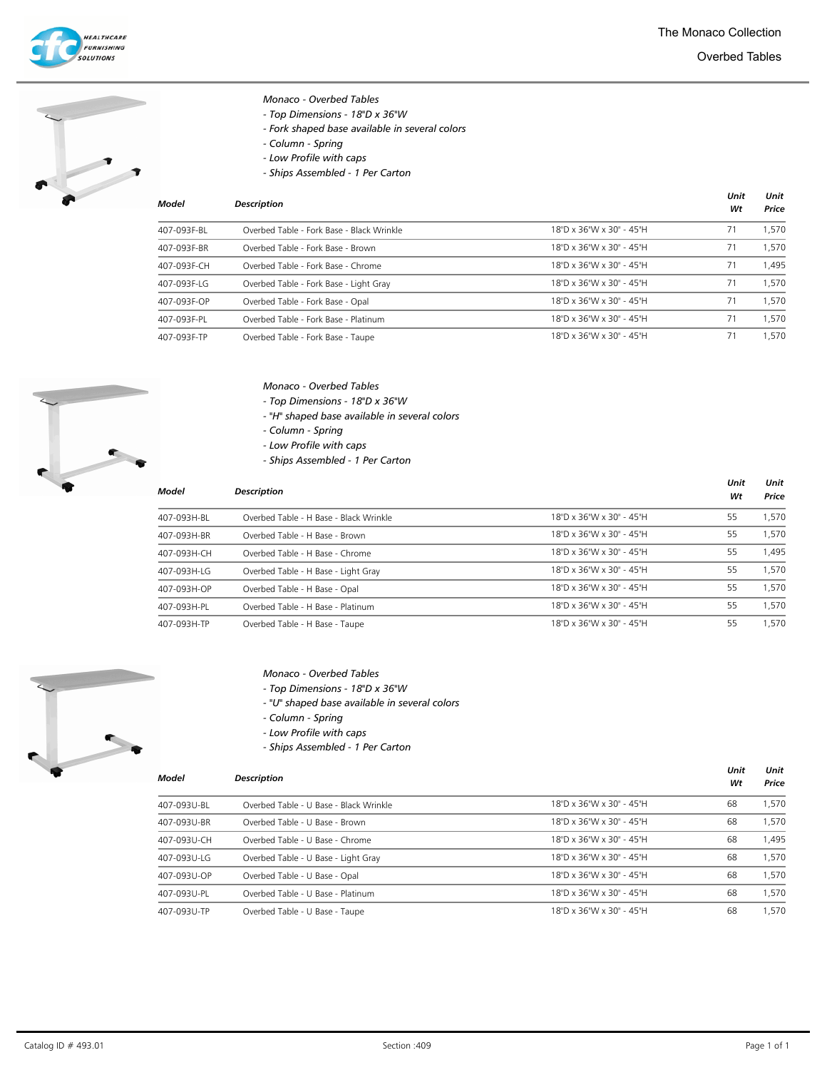# The Monaco Collection

## Overbed Tables

*Monaco - Overbed Tables*
- *Top Dimensions - 18"D x 36"W*
- *Fork shaped base available in several colors*
- *Column - Spring*
- *Low Profile with caps*
- *Ships Assembled - 1 Per Carton*

| Model | Description | | Unit Wt | Unit Price |
|---|---|---|---|---|
| 407-093F-BL | Overbed Table - Fork Base - Black Wrinkle | 18"D x 36"W x 30" - 45"H | 71 | 1,570 |
| 407-093F-BR | Overbed Table - Fork Base - Brown | 18"D x 36"W x 30" - 45"H | 71 | 1,570 |
| 407-093F-CH | Overbed Table - Fork Base - Chrome | 18"D x 36"W x 30" - 45"H | 71 | 1,495 |
| 407-093F-LG | Overbed Table - Fork Base - Light Gray | 18"D x 36"W x 30" - 45"H | 71 | 1,570 |
| 407-093F-OP | Overbed Table - Fork Base - Opal | 18"D x 36"W x 30" - 45"H | 71 | 1,570 |
| 407-093F-PL | Overbed Table - Fork Base - Platinum | 18"D x 36"W x 30" - 45"H | 71 | 1,570 |
| 407-093F-TP | Overbed Table - Fork Base - Taupe | 18"D x 36"W x 30" - 45"H | 71 | 1,570 |

*Monaco - Overbed Tables*
- *Top Dimensions - 18"D x 36"W*
- *"H" shaped base available in several colors*
- *Column - Spring*
- *Low Profile with caps*
- *Ships Assembled - 1 Per Carton*

| Model | Description | | Unit Wt | Unit Price |
|---|---|---|---|---|
| 407-093H-BL | Overbed Table - H Base - Black Wrinkle | 18"D x 36"W x 30" - 45"H | 55 | 1,570 |
| 407-093H-BR | Overbed Table - H Base - Brown | 18"D x 36"W x 30" - 45"H | 55 | 1,570 |
| 407-093H-CH | Overbed Table - H Base - Chrome | 18"D x 36"W x 30" - 45"H | 55 | 1,495 |
| 407-093H-LG | Overbed Table - H Base - Light Gray | 18"D x 36"W x 30" - 45"H | 55 | 1,570 |
| 407-093H-OP | Overbed Table - H Base - Opal | 18"D x 36"W x 30" - 45"H | 55 | 1,570 |
| 407-093H-PL | Overbed Table - H Base - Platinum | 18"D x 36"W x 30" - 45"H | 55 | 1,570 |
| 407-093H-TP | Overbed Table - H Base - Taupe | 18"D x 36"W x 30" - 45"H | 55 | 1,570 |

*Monaco - Overbed Tables*
- *Top Dimensions - 18"D x 36"W*
- *"U" shaped base available in several colors*
- *Column - Spring*
- *Low Profile with caps*
- *Ships Assembled - 1 Per Carton*

| Model | Description | | Unit Wt | Unit Price |
|---|---|---|---|---|
| 407-093U-BL | Overbed Table - U Base - Black Wrinkle | 18"D x 36"W x 30" - 45"H | 68 | 1,570 |
| 407-093U-BR | Overbed Table - U Base - Brown | 18"D x 36"W x 30" - 45"H | 68 | 1,570 |
| 407-093U-CH | Overbed Table - U Base - Chrome | 18"D x 36"W x 30" - 45"H | 68 | 1,495 |
| 407-093U-LG | Overbed Table - U Base - Light Gray | 18"D x 36"W x 30" - 45"H | 68 | 1,570 |
| 407-093U-OP | Overbed Table - U Base - Opal | 18"D x 36"W x 30" - 45"H | 68 | 1,570 |
| 407-093U-PL | Overbed Table - U Base - Platinum | 18"D x 36"W x 30" - 45"H | 68 | 1,570 |
| 407-093U-TP | Overbed Table - U Base - Taupe | 18"D x 36"W x 30" - 45"H | 68 | 1,570 |

Catalog ID # 493.01 Section :409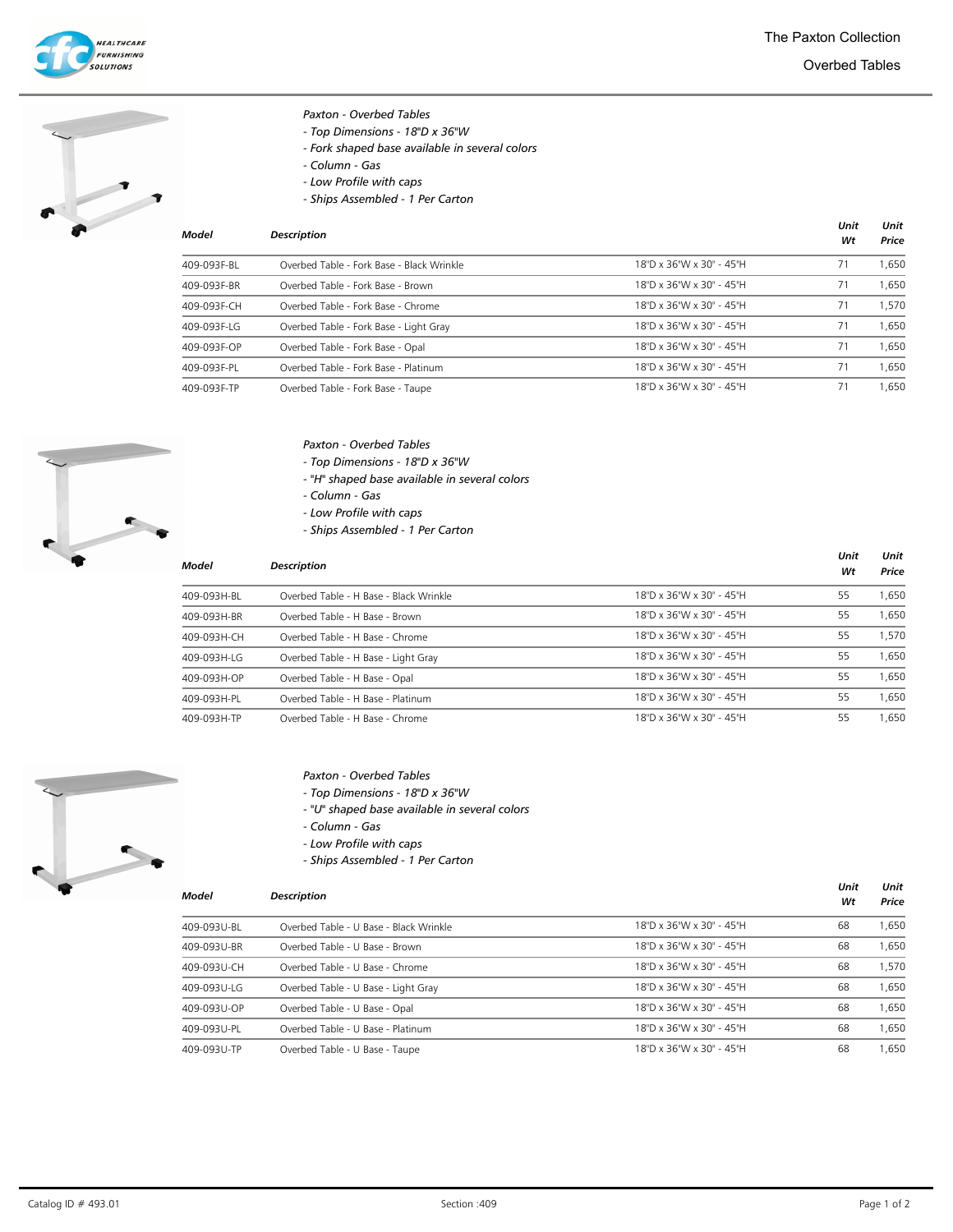# The Paxton Collection

## Overbed Tables

*Paxton - Overbed Tables*
- *Top Dimensions - 18"D x 36"W*
- *Fork shaped base available in several colors*
- *Column - Gas*
- *Low Profile with caps*
- *Ships Assembled - 1 Per Carton*

| Model | Description | | Unit Wt | Unit Price |
|---|---|---|---|---|
| 409-093F-BL | Overbed Table - Fork Base - Black Wrinkle | 18"D x 36"W x 30" - 45"H | 71 | 1,650 |
| 409-093F-BR | Overbed Table - Fork Base - Brown | 18"D x 36"W x 30" - 45"H | 71 | 1,650 |
| 409-093F-CH | Overbed Table - Fork Base - Chrome | 18"D x 36"W x 30" - 45"H | 71 | 1,570 |
| 409-093F-LG | Overbed Table - Fork Base - Light Gray | 18"D x 36"W x 30" - 45"H | 71 | 1,650 |
| 409-093F-OP | Overbed Table - Fork Base - Opal | 18"D x 36"W x 30" - 45"H | 71 | 1,650 |
| 409-093F-PL | Overbed Table - Fork Base - Platinum | 18"D x 36"W x 30" - 45"H | 71 | 1,650 |
| 409-093F-TP | Overbed Table - Fork Base - Taupe | 18"D x 36"W x 30" - 45"H | 71 | 1,650 |

*Paxton - Overbed Tables*
- *Top Dimensions - 18"D x 36"W*
- *"H" shaped base available in several colors*
- *Column - Gas*
- *Low Profile with caps*
- *Ships Assembled - 1 Per Carton*

| Model | Description | | Unit Wt | Unit Price |
|---|---|---|---|---|
| 409-093H-BL | Overbed Table - H Base - Black Wrinkle | 18"D x 36"W x 30" - 45"H | 55 | 1,650 |
| 409-093H-BR | Overbed Table - H Base - Brown | 18"D x 36"W x 30" - 45"H | 55 | 1,650 |
| 409-093H-CH | Overbed Table - H Base - Chrome | 18"D x 36"W x 30" - 45"H | 55 | 1,570 |
| 409-093H-LG | Overbed Table - H Base - Light Gray | 18"D x 36"W x 30" - 45"H | 55 | 1,650 |
| 409-093H-OP | Overbed Table - H Base - Opal | 18"D x 36"W x 30" - 45"H | 55 | 1,650 |
| 409-093H-PL | Overbed Table - H Base - Platinum | 18"D x 36"W x 30" - 45"H | 55 | 1,650 |
| 409-093H-TP | Overbed Table - H Base - Chrome | 18"D x 36"W x 30" - 45"H | 55 | 1,650 |

*Paxton - Overbed Tables*
- *Top Dimensions - 18"D x 36"W*
- *"U" shaped base available in several colors*
- *Column - Gas*
- *Low Profile with caps*
- *Ships Assembled - 1 Per Carton*

| Model | Description | | Unit Wt | Unit Price |
|---|---|---|---|---|
| 409-093U-BL | Overbed Table - U Base - Black Wrinkle | 18"D x 36"W x 30" - 45"H | 68 | 1,650 |
| 409-093U-BR | Overbed Table - U Base - Brown | 18"D x 36"W x 30" - 45"H | 68 | 1,650 |
| 409-093U-CH | Overbed Table - U Base - Chrome | 18"D x 36"W x 30" - 45"H | 68 | 1,570 |
| 409-093U-LG | Overbed Table - U Base - Light Gray | 18"D x 36"W x 30" - 45"H | 68 | 1,650 |
| 409-093U-OP | Overbed Table - U Base - Opal | 18"D x 36"W x 30" - 45"H | 68 | 1,650 |
| 409-093U-PL | Overbed Table - U Base - Platinum | 18"D x 36"W x 30" - 45"H | 68 | 1,650 |
| 409-093U-TP | Overbed Table - U Base - Taupe | 18"D x 36"W x 30" - 45"H | 68 | 1,650 |

Catalog ID # 493.01 Section :409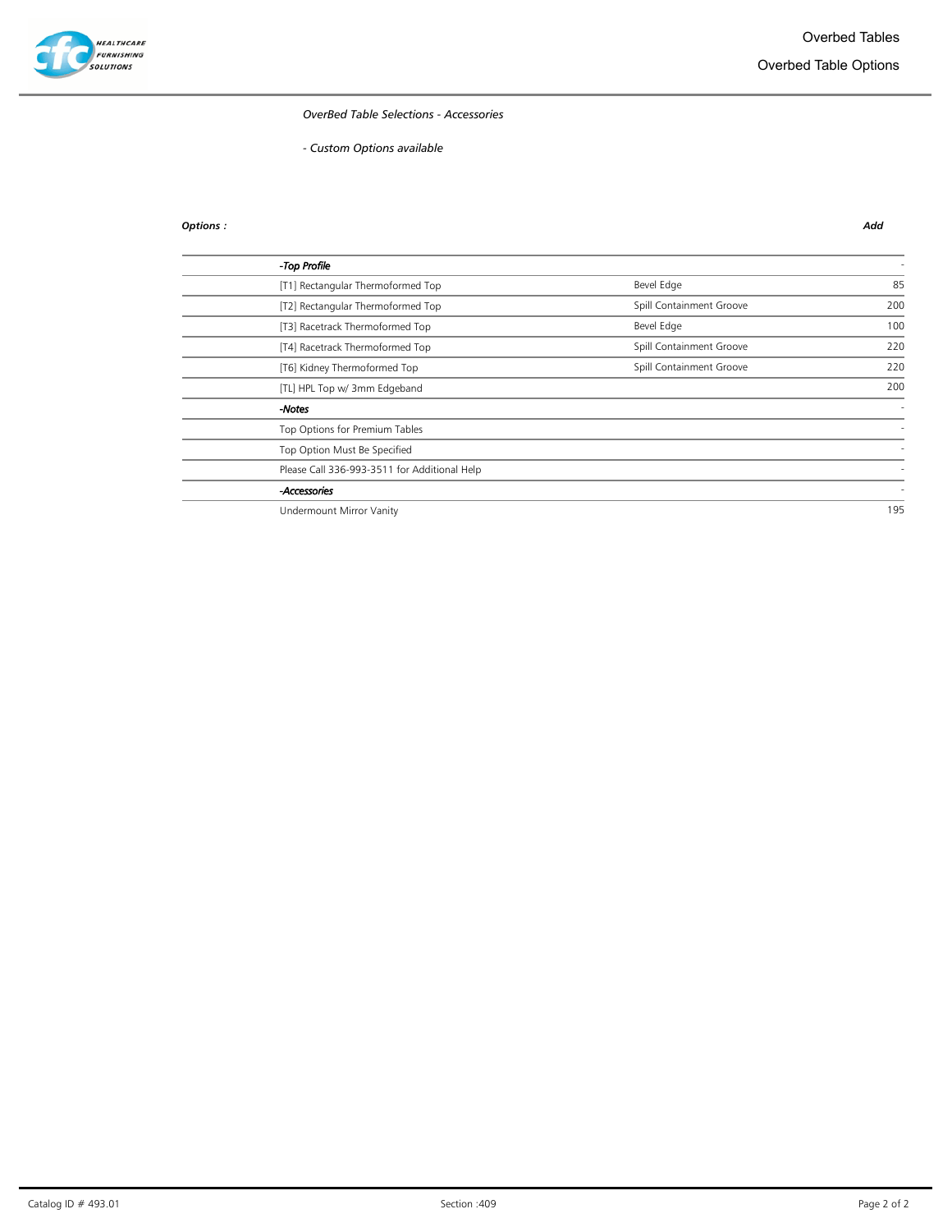*OverBed Table Selections - Accessories*

*- Custom Options available*

| *Options :* | | *Add* |
|---|---|---|
| ***-Top Profile*** | | - |
| [T1] Rectangular Thermoformed Top | Bevel Edge | 85 |
| [T2] Rectangular Thermoformed Top | Spill Containment Groove | 200 |
| [T3] Racetrack Thermoformed Top | Bevel Edge | 100 |
| [T4] Racetrack Thermoformed Top | Spill Containment Groove | 220 |
| [T6] Kidney Thermoformed Top | Spill Containment Groove | 220 |
| [TL] HPL Top w/ 3mm Edgeband | | 200 |
| ***-Notes*** | | - |
| Top Options for Premium Tables | | - |
| Top Option Must Be Specified | | - |
| Please Call 336-993-3511 for Additional Help | | - |
| ***-Accessories*** | | - |
| Undermount Mirror Vanity | | 195 |